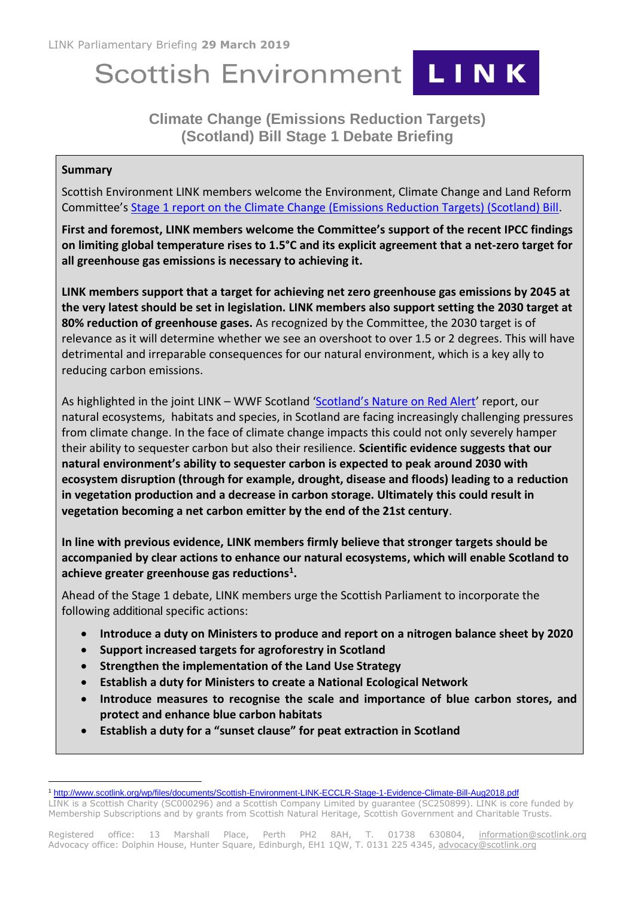LINK Parliamentary Briefing **29 March 2019**

Scottish Environment **LINK**

## Climate Change (Emissions Reduction Targets) (Scotland) Bill Stage 1 Debate Briefing

**Summary**

Scottish Environment LINK members welcome the Environment, Climate Change and Land Reform Committee's [Stage 1 report on the Climate Change (Emissions Reduction Targets) (Scotland) Bill](#).

**First and foremost, LINK members welcome the Committee's support of the recent IPCC findings on limiting global temperature rises to 1.5°C and its explicit agreement that a net-zero target for all greenhouse gas emissions is necessary to achieving it.**

**LINK members support that a target for achieving net zero greenhouse gas emissions by 2045 at the very latest should be set in legislation. LINK members also support setting the 2030 target at 80% reduction of greenhouse gases.** As recognized by the Committee, the 2030 target is of relevance as it will determine whether we see an overshoot to over 1.5 or 2 degrees. This will have detrimental and irreparable consequences for our natural environment, which is a key ally to reducing carbon emissions.

As highlighted in the joint LINK – WWF Scotland '[Scotland's Nature on Red Alert](#)' report, our natural ecosystems, habitats and species, in Scotland are facing increasingly challenging pressures from climate change. In the face of climate change impacts this could not only severely hamper their ability to sequester carbon but also their resilience. **Scientific evidence suggests that our natural environment's ability to sequester carbon is expected to peak around 2030 with ecosystem disruption (through for example, drought, disease and floods) leading to a reduction in vegetation production and a decrease in carbon storage. Ultimately this could result in vegetation becoming a net carbon emitter by the end of the 21st century**.

**In line with previous evidence, LINK members firmly believe that stronger targets should be accompanied by clear actions to enhance our natural ecosystems, which will enable Scotland to achieve greater greenhouse gas reductions[1].**

Ahead of the Stage 1 debate, LINK members urge the Scottish Parliament to incorporate the following additional specific actions:

- **Introduce a duty on Ministers to produce and report on a nitrogen balance sheet by 2020**
- **Support increased targets for agroforestry in Scotland**
- **Strengthen the implementation of the Land Use Strategy**
- **Establish a duty for Ministers to create a National Ecological Network**
- **Introduce measures to recognise the scale and importance of blue carbon stores, and protect and enhance blue carbon habitats**
- **Establish a duty for a "sunset clause" for peat extraction in Scotland**

---

[1] http://www.scotlink.org/wp/files/documents/Scottish-Environment-LINK-ECCLR-Stage-1-Evidence-Climate-Bill-Aug2018.pdf

LINK is a Scottish Charity (SC000296) and a Scottish Company Limited by guarantee (SC250899). LINK is core funded by Membership Subscriptions and by grants from Scottish Natural Heritage, Scottish Government and Charitable Trusts.

Registered office: 13 Marshall Place, Perth PH2 8AH, T. 01738 630804, information@scotlink.org
Advocacy office: Dolphin House, Hunter Square, Edinburgh, EH1 1QW, T. 0131 225 4345, advocacy@scotlink.org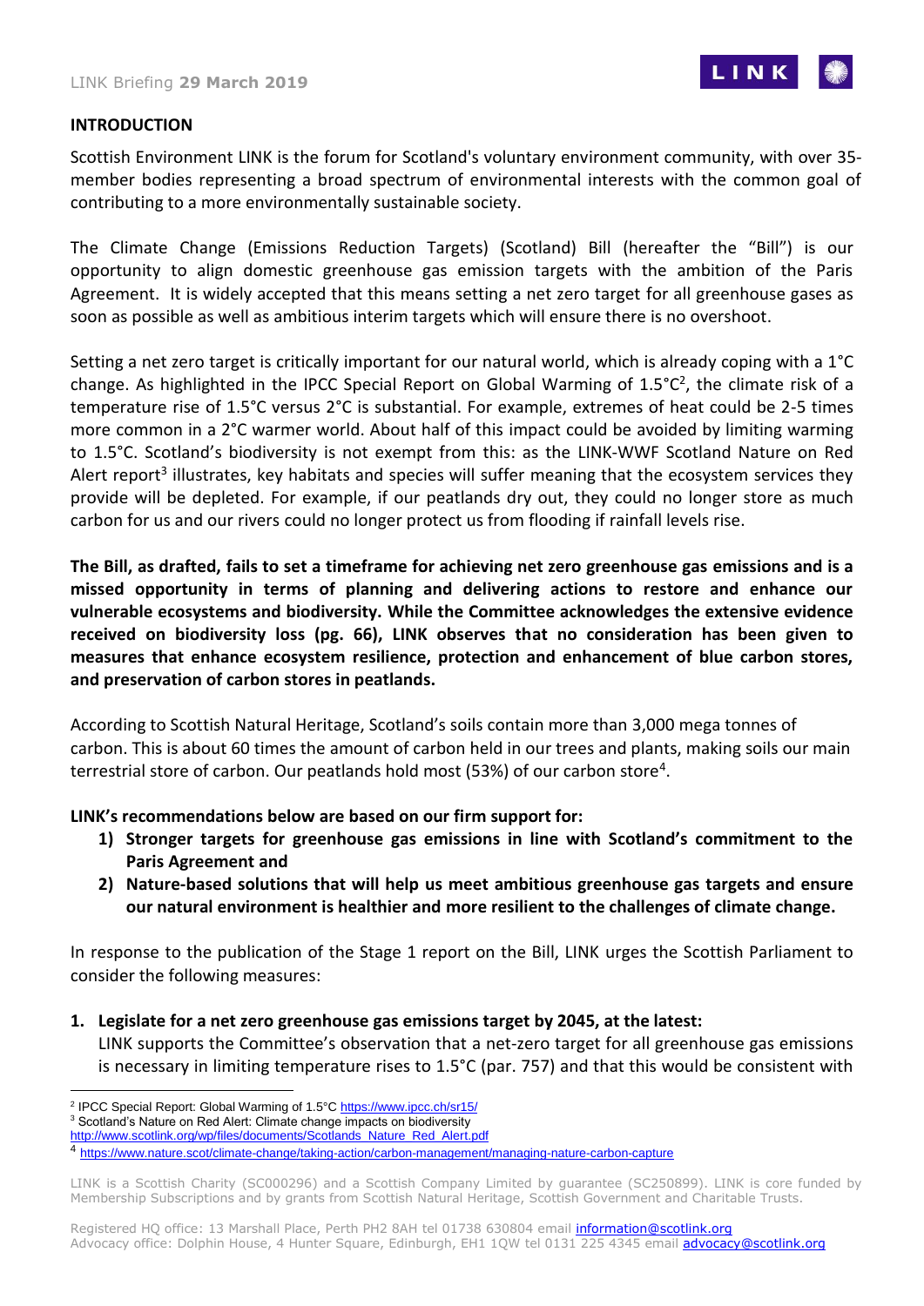## INTRODUCTION

Scottish Environment LINK is the forum for Scotland's voluntary environment community, with over 35-member bodies representing a broad spectrum of environmental interests with the common goal of contributing to a more environmentally sustainable society.

The Climate Change (Emissions Reduction Targets) (Scotland) Bill (hereafter the "Bill") is our opportunity to align domestic greenhouse gas emission targets with the ambition of the Paris Agreement. It is widely accepted that this means setting a net zero target for all greenhouse gases as soon as possible as well as ambitious interim targets which will ensure there is no overshoot.

Setting a net zero target is critically important for our natural world, which is already coping with a 1°C change. As highlighted in the IPCC Special Report on Global Warming of 1.5°C[2], the climate risk of a temperature rise of 1.5°C versus 2°C is substantial. For example, extremes of heat could be 2-5 times more common in a 2°C warmer world. About half of this impact could be avoided by limiting warming to 1.5°C. Scotland's biodiversity is not exempt from this: as the LINK-WWF Scotland Nature on Red Alert report[3] illustrates, key habitats and species will suffer meaning that the ecosystem services they provide will be depleted. For example, if our peatlands dry out, they could no longer store as much carbon for us and our rivers could no longer protect us from flooding if rainfall levels rise.

**The Bill, as drafted, fails to set a timeframe for achieving net zero greenhouse gas emissions and is a missed opportunity in terms of planning and delivering actions to restore and enhance our vulnerable ecosystems and biodiversity. While the Committee acknowledges the extensive evidence received on biodiversity loss (pg. 66), LINK observes that no consideration has been given to measures that enhance ecosystem resilience, protection and enhancement of blue carbon stores, and preservation of carbon stores in peatlands.**

According to Scottish Natural Heritage, Scotland's soils contain more than 3,000 mega tonnes of carbon. This is about 60 times the amount of carbon held in our trees and plants, making soils our main terrestrial store of carbon. Our peatlands hold most (53%) of our carbon store[4].

**LINK's recommendations below are based on our firm support for:**

1) **Stronger targets for greenhouse gas emissions in line with Scotland's commitment to the Paris Agreement and**
2) **Nature-based solutions that will help us meet ambitious greenhouse gas targets and ensure our natural environment is healthier and more resilient to the challenges of climate change.**

In response to the publication of the Stage 1 report on the Bill, LINK urges the Scottish Parliament to consider the following measures:

1. **Legislate for a net zero greenhouse gas emissions target by 2045, at the latest:**
   LINK supports the Committee's observation that a net-zero target for all greenhouse gas emissions is necessary in limiting temperature rises to 1.5°C (par. 757) and that this would be consistent with

---

[2] IPCC Special Report: Global Warming of 1.5°C https://www.ipcc.ch/sr15/

[3] Scotland's Nature on Red Alert: Climate change impacts on biodiversity http://www.scotlink.org/wp/files/documents/Scotlands_Nature_Red_Alert.pdf

[4] https://www.nature.scot/climate-change/taking-action/carbon-management/managing-nature-carbon-capture

LINK is a Scottish Charity (SC000296) and a Scottish Company Limited by guarantee (SC250899). LINK is core funded by Membership Subscriptions and by grants from Scottish Natural Heritage, Scottish Government and Charitable Trusts.

Registered HQ office: 13 Marshall Place, Perth PH2 8AH tel 01738 630804 email information@scotlink.org
Advocacy office: Dolphin House, 4 Hunter Square, Edinburgh, EH1 1QW tel 0131 225 4345 email advocacy@scotlink.org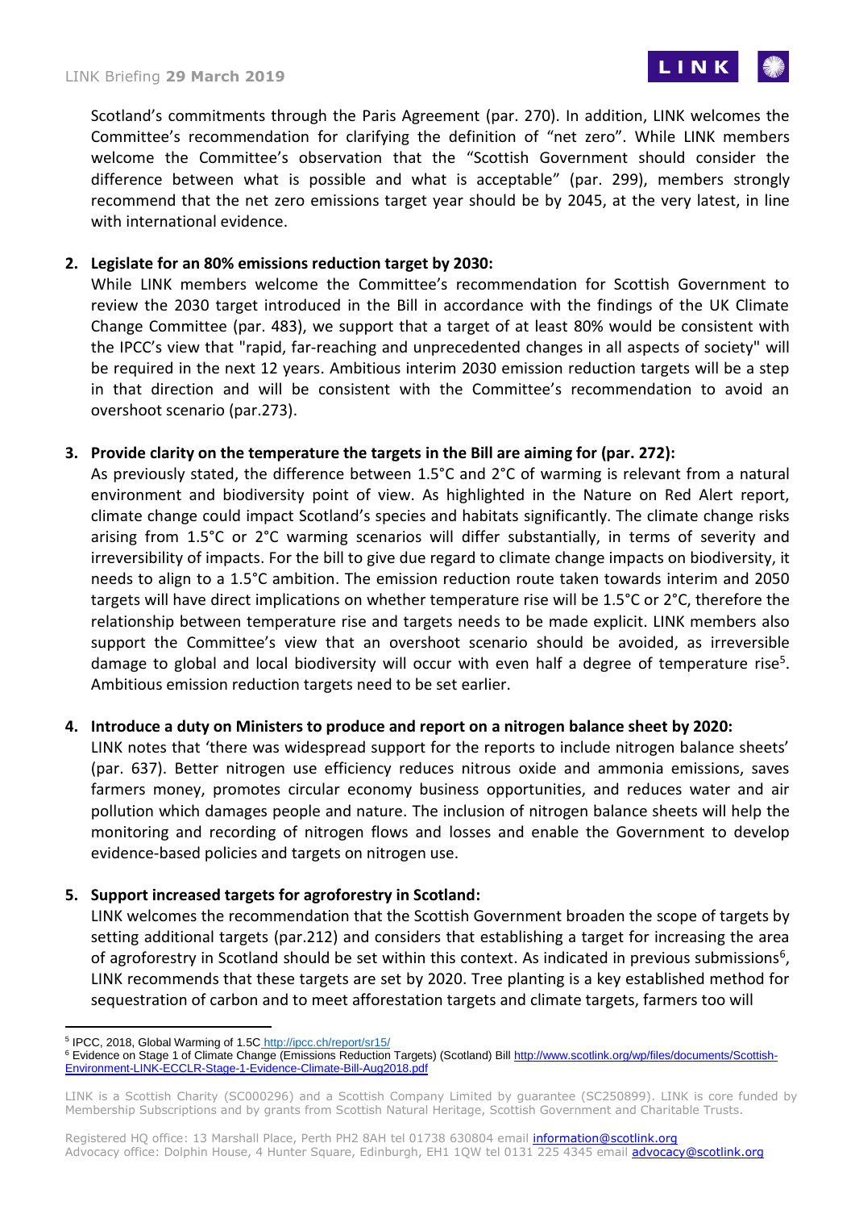Scotland's commitments through the Paris Agreement (par. 270). In addition, LINK welcomes the Committee's recommendation for clarifying the definition of "net zero". While LINK members welcome the Committee's observation that the "Scottish Government should consider the difference between what is possible and what is acceptable" (par. 299), members strongly recommend that the net zero emissions target year should be by 2045, at the very latest, in line with international evidence.

2. **Legislate for an 80% emissions reduction target by 2030:**
   While LINK members welcome the Committee's recommendation for Scottish Government to review the 2030 target introduced in the Bill in accordance with the findings of the UK Climate Change Committee (par. 483), we support that a target of at least 80% would be consistent with the IPCC's view that "rapid, far-reaching and unprecedented changes in all aspects of society" will be required in the next 12 years. Ambitious interim 2030 emission reduction targets will be a step in that direction and will be consistent with the Committee's recommendation to avoid an overshoot scenario (par.273).

3. **Provide clarity on the temperature the targets in the Bill are aiming for (par. 272):**
   As previously stated, the difference between 1.5°C and 2°C of warming is relevant from a natural environment and biodiversity point of view. As highlighted in the Nature on Red Alert report, climate change could impact Scotland's species and habitats significantly. The climate change risks arising from 1.5°C or 2°C warming scenarios will differ substantially, in terms of severity and irreversibility of impacts. For the bill to give due regard to climate change impacts on biodiversity, it needs to align to a 1.5°C ambition. The emission reduction route taken towards interim and 2050 targets will have direct implications on whether temperature rise will be 1.5°C or 2°C, therefore the relationship between temperature rise and targets needs to be made explicit. LINK members also support the Committee's view that an overshoot scenario should be avoided, as irreversible damage to global and local biodiversity will occur with even half a degree of temperature rise[5]. Ambitious emission reduction targets need to be set earlier.

4. **Introduce a duty on Ministers to produce and report on a nitrogen balance sheet by 2020:**
   LINK notes that 'there was widespread support for the reports to include nitrogen balance sheets' (par. 637). Better nitrogen use efficiency reduces nitrous oxide and ammonia emissions, saves farmers money, promotes circular economy business opportunities, and reduces water and air pollution which damages people and nature. The inclusion of nitrogen balance sheets will help the monitoring and recording of nitrogen flows and losses and enable the Government to develop evidence-based policies and targets on nitrogen use.

5. **Support increased targets for agroforestry in Scotland:**
   LINK welcomes the recommendation that the Scottish Government broaden the scope of targets by setting additional targets (par.212) and considers that establishing a target for increasing the area of agroforestry in Scotland should be set within this context. As indicated in previous submissions[6], LINK recommends that these targets are set by 2020. Tree planting is a key established method for sequestration of carbon and to meet afforestation targets and climate targets, farmers too will

---

[5] IPCC, 2018, Global Warming of 1.5C http://ipcc.ch/report/sr15/

[6] Evidence on Stage 1 of Climate Change (Emissions Reduction Targets) (Scotland) Bill http://www.scotlink.org/wp/files/documents/Scottish-Environment-LINK-ECCLR-Stage-1-Evidence-Climate-Bill-Aug2018.pdf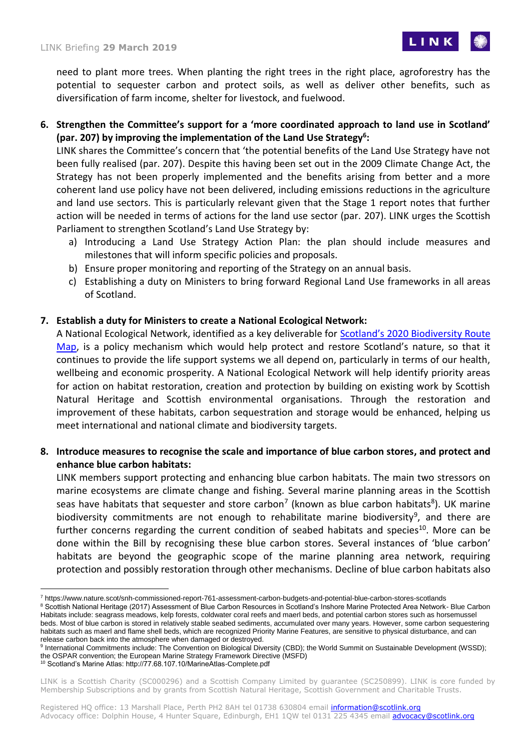need to plant more trees. When planting the right trees in the right place, agroforestry has the potential to sequester carbon and protect soils, as well as deliver other benefits, such as diversification of farm income, shelter for livestock, and fuelwood.

6. **Strengthen the Committee's support for a 'more coordinated approach to land use in Scotland' (par. 207) by improving the implementation of the Land Use Strategy[6]:**
   LINK shares the Committee's concern that 'the potential benefits of the Land Use Strategy have not been fully realised (par. 207). Despite this having been set out in the 2009 Climate Change Act, the Strategy has not been properly implemented and the benefits arising from better and a more coherent land use policy have not been delivered, including emissions reductions in the agriculture and land use sectors. This is particularly relevant given that the Stage 1 report notes that further action will be needed in terms of actions for the land use sector (par. 207). LINK urges the Scottish Parliament to strengthen Scotland's Land Use Strategy by:
   a) Introducing a Land Use Strategy Action Plan: the plan should include measures and milestones that will inform specific policies and proposals.
   b) Ensure proper monitoring and reporting of the Strategy on an annual basis.
   c) Establishing a duty on Ministers to bring forward Regional Land Use frameworks in all areas of Scotland.

7. **Establish a duty for Ministers to create a National Ecological Network:**
   A National Ecological Network, identified as a key deliverable for [Scotland's 2020 Biodiversity Route Map](), is a policy mechanism which would help protect and restore Scotland's nature, so that it continues to provide the life support systems we all depend on, particularly in terms of our health, wellbeing and economic prosperity. A National Ecological Network will help identify priority areas for action on habitat restoration, creation and protection by building on existing work by Scottish Natural Heritage and Scottish environmental organisations. Through the restoration and improvement of these habitats, carbon sequestration and storage would be enhanced, helping us meet international and national climate and biodiversity targets.

8. **Introduce measures to recognise the scale and importance of blue carbon stores, and protect and enhance blue carbon habitats:**
   LINK members support protecting and enhancing blue carbon habitats. The main two stressors on marine ecosystems are climate change and fishing. Several marine planning areas in the Scottish seas have habitats that sequester and store carbon[7] (known as blue carbon habitats[8]). UK marine biodiversity commitments are not enough to rehabilitate marine biodiversity[9], and there are further concerns regarding the current condition of seabed habitats and species[10]. More can be done within the Bill by recognising these blue carbon stores. Several instances of 'blue carbon' habitats are beyond the geographic scope of the marine planning area network, requiring protection and possibly restoration through other mechanisms. Decline of blue carbon habitats also

---

[7] https://www.nature.scot/snh-commissioned-report-761-assessment-carbon-budgets-and-potential-blue-carbon-stores-scotlands

[8] Scottish National Heritage (2017) Assessment of Blue Carbon Resources in Scotland's Inshore Marine Protected Area Network- Blue Carbon Habitats include: seagrass meadows, kelp forests, coldwater coral reefs and maerl beds, and potential carbon stores such as horsemussel beds. Most of blue carbon is stored in relatively stable seabed sediments, accumulated over many years. However, some carbon sequestering habitats such as maerl and flame shell beds, which are recognized Priority Marine Features, are sensitive to physical disturbance, and can release carbon back into the atmosphere when damaged or destroyed.

[9] International Commitments include: The Convention on Biological Diversity (CBD); the World Summit on Sustainable Development (WSSD); the OSPAR convention; the European Marine Strategy Framework Directive (MSFD)

[10] Scotland's Marine Atlas: http://77.68.107.10/MarineAtlas-Complete.pdf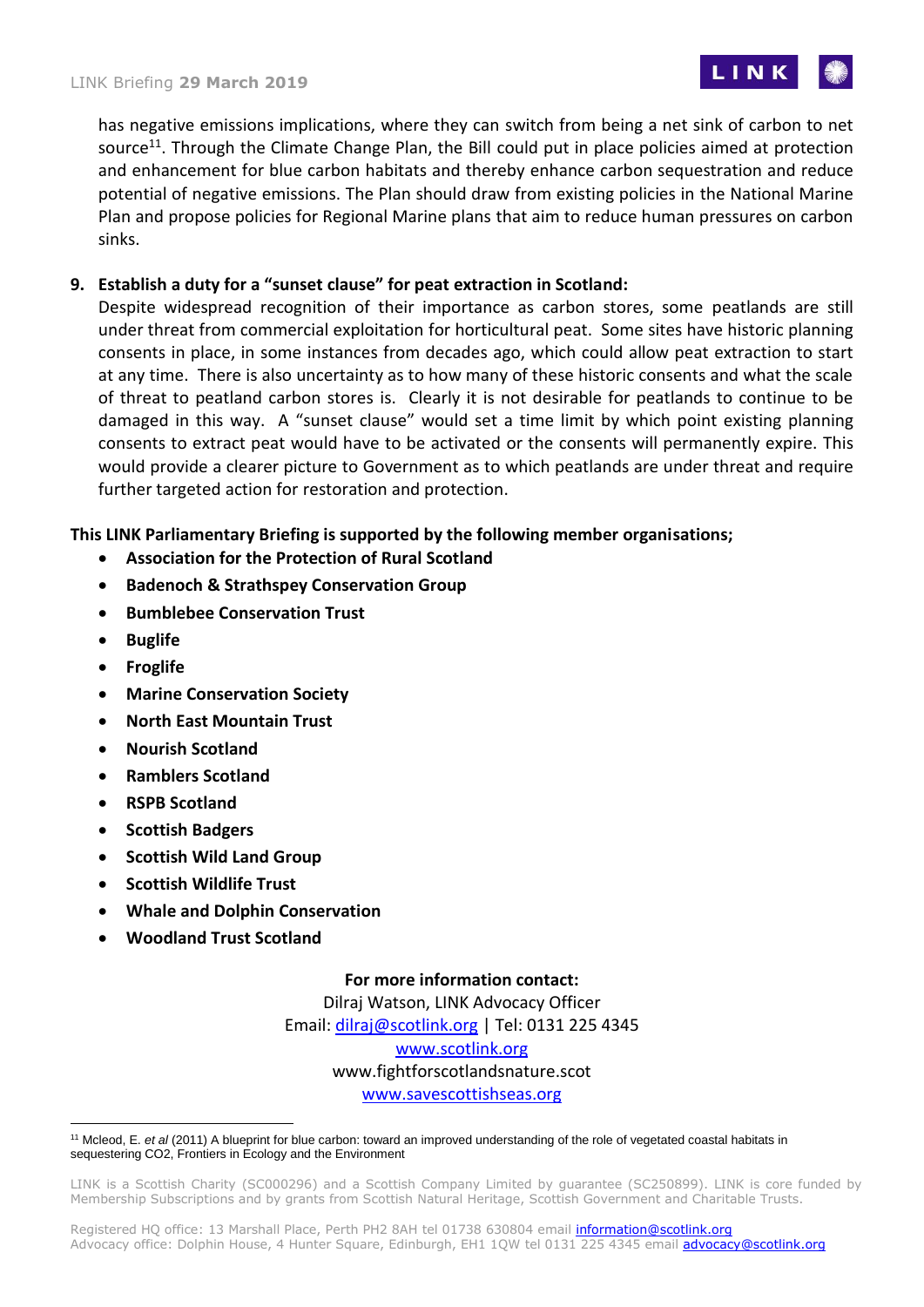has negative emissions implications, where they can switch from being a net sink of carbon to net source[11]. Through the Climate Change Plan, the Bill could put in place policies aimed at protection and enhancement for blue carbon habitats and thereby enhance carbon sequestration and reduce potential of negative emissions. The Plan should draw from existing policies in the National Marine Plan and propose policies for Regional Marine plans that aim to reduce human pressures on carbon sinks.

9. **Establish a duty for a "sunset clause" for peat extraction in Scotland:**
   Despite widespread recognition of their importance as carbon stores, some peatlands are still under threat from commercial exploitation for horticultural peat. Some sites have historic planning consents in place, in some instances from decades ago, which could allow peat extraction to start at any time. There is also uncertainty as to how many of these historic consents and what the scale of threat to peatland carbon stores is. Clearly it is not desirable for peatlands to continue to be damaged in this way. A "sunset clause" would set a time limit by which point existing planning consents to extract peat would have to be activated or the consents will permanently expire. This would provide a clearer picture to Government as to which peatlands are under threat and require further targeted action for restoration and protection.

**This LINK Parliamentary Briefing is supported by the following member organisations;**

- **Association for the Protection of Rural Scotland**
- **Badenoch & Strathspey Conservation Group**
- **Bumblebee Conservation Trust**
- **Buglife**
- **Froglife**
- **Marine Conservation Society**
- **North East Mountain Trust**
- **Nourish Scotland**
- **Ramblers Scotland**
- **RSPB Scotland**
- **Scottish Badgers**
- **Scottish Wild Land Group**
- **Scottish Wildlife Trust**
- **Whale and Dolphin Conservation**
- **Woodland Trust Scotland**

**For more information contact:**
Dilraj Watson, LINK Advocacy Officer
Email: dilraj@scotlink.org | Tel: 0131 225 4345
www.scotlink.org
www.fightforscotlandsnature.scot
www.savescottishseas.org

---

[11] Mcleod, E. *et al* (2011) A blueprint for blue carbon: toward an improved understanding of the role of vegetated coastal habitats in sequestering CO2, Frontiers in Ecology and the Environment

LINK is a Scottish Charity (SC000296) and a Scottish Company Limited by guarantee (SC250899). LINK is core funded by Membership Subscriptions and by grants from Scottish Natural Heritage, Scottish Government and Charitable Trusts.

Registered HQ office: 13 Marshall Place, Perth PH2 8AH tel 01738 630804 email information@scotlink.org
Advocacy office: Dolphin House, 4 Hunter Square, Edinburgh, EH1 1QW tel 0131 225 4345 email advocacy@scotlink.org